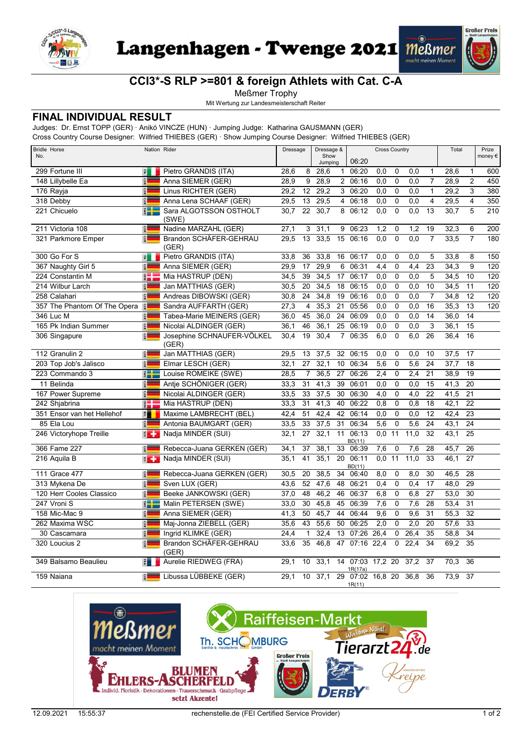# Langenhagen - Twenge 2021

## CCI3*-S RLP >=801 & foreign Athlets with Cat. C-A

Meßmer Trophy

Mit Wertung zur Landesmeisterschaft Reiter

## FINAL INDIVIDUAL RESULT

Judges: Dr. Ernst TOPP (GER) · Anikó VINCZE (HUN) · Jumping Judge: Katharina GAUSMANN (GER)
Cross Country Course Designer: Wilfried THIEBES (GER) · Show Jumping Course Designer: Wilfried THIEBES (GER)

| Bridle No. | Horse | Nation | Rider | Dressage | | Dressage & Show Jumping | | Cross Country 06:20 | | | | | Total | | Prize money € |
|---|---|---|---|---|---|---|---|---|---|---|---|---|---|---|---|
| 299 | Fortune III | ITA | Pietro GRANDIS (ITA) | 28,6 | 8 | 28,6 | 1 | 06:20 | 0,0 | 0 | 0,0 | 1 | 28,6 | 1 | 600 |
| 148 | Lillybelle Ea | GER | Anna SIEMER (GER) | 28,9 | 9 | 28,9 | 2 | 06:16 | 0,0 | 0 | 0,0 | 7 | 28,9 | 2 | 450 |
| 176 | Rayja | GER | Linus RICHTER (GER) | 29,2 | 12 | 29,2 | 3 | 06:20 | 0,0 | 0 | 0,0 | 1 | 29,2 | 3 | 380 |
| 318 | Debby | GER | Anna Lena SCHAAF (GER) | 29,5 | 13 | 29,5 | 4 | 06:18 | 0,0 | 0 | 0,0 | 4 | 29,5 | 4 | 350 |
| 221 | Chicuelo | SWE | Sara ALGOTSSON OSTHOLT (SWE) | 30,7 | 22 | 30,7 | 8 | 06:12 | 0,0 | 0 | 0,0 | 13 | 30,7 | 5 | 210 |
| 211 | Victoria 108 | GER | Nadine MARZAHL (GER) | 27,1 | 3 | 31,1 | 9 | 06:23 | 1,2 | 0 | 1,2 | 19 | 32,3 | 6 | 200 |
| 321 | Parkmore Emper | GER | Brandon SCHÄFER-GEHRAU (GER) | 29,5 | 13 | 33,5 | 15 | 06:16 | 0,0 | 0 | 0,0 | 7 | 33,5 | 7 | 180 |
| 300 | Go For S | ITA | Pietro GRANDIS (ITA) | 33,8 | 36 | 33,8 | 16 | 06:17 | 0,0 | 0 | 0,0 | 5 | 33,8 | 8 | 150 |
| 367 | Naughty Girl 5 | GER | Anna SIEMER (GER) | 29,9 | 17 | 29,9 | 6 | 06:31 | 4,4 | 0 | 4,4 | 23 | 34,3 | 9 | 120 |
| 224 | Constantin M | DEN | Mia HASTRUP (DEN) | 34,5 | 39 | 34,5 | 17 | 06:17 | 0,0 | 0 | 0,0 | 5 | 34,5 | 10 | 120 |
| 214 | Wilbur Larch | GER | Jan MATTHIAS (GER) | 30,5 | 20 | 34,5 | 18 | 06:15 | 0,0 | 0 | 0,0 | 10 | 34,5 | 11 | 120 |
| 258 | Calahari | GER | Andreas DIBOWSKI (GER) | 30,8 | 24 | 34,8 | 19 | 06:16 | 0,0 | 0 | 0,0 | 7 | 34,8 | 12 | 120 |
| 357 | The Phantom Of The Opera | GER | Sandra AUFFARTH (GER) | 27,3 | 4 | 35,3 | 21 | 05:56 | 0,0 | 0 | 0,0 | 16 | 35,3 | 13 | 120 |
| 346 | Luc M | GER | Tabea-Marie MEINERS (GER) | 36,0 | 45 | 36,0 | 24 | 06:09 | 0,0 | 0 | 0,0 | 14 | 36,0 | 14 | |
| 165 | Pk Indian Summer | GER | Nicolai ALDINGER (GER) | 36,1 | 46 | 36,1 | 25 | 06:19 | 0,0 | 0 | 0,0 | 3 | 36,1 | 15 | |
| 306 | Singapure | GER | Josephine SCHNAUFER-VÖLKEL (GER) | 30,4 | 19 | 30,4 | 7 | 06:35 | 6,0 | 0 | 6,0 | 26 | 36,4 | 16 | |
| 112 | Granulin 2 | GER | Jan MATTHIAS (GER) | 29,5 | 13 | 37,5 | 32 | 06:15 | 0,0 | 0 | 0,0 | 10 | 37,5 | 17 | |
| 203 | Top Job's Jalisco | GER | Elmar LESCH (GER) | 32,1 | 27 | 32,1 | 10 | 06:34 | 5,6 | 0 | 5,6 | 24 | 37,7 | 18 | |
| 223 | Commando 3 | SWE | Louise ROMEIKE (SWE) | 28,5 | 7 | 36,5 | 27 | 06:26 | 2,4 | 0 | 2,4 | 21 | 38,9 | 19 | |
| 11 | Belinda | GER | Antje SCHÖNIGER (GER) | 33,3 | 31 | 41,3 | 39 | 06:01 | 0,0 | 0 | 0,0 | 15 | 41,3 | 20 | |
| 167 | Power Supreme | GER | Nicolai ALDINGER (GER) | 33,5 | 33 | 37,5 | 30 | 06:30 | 4,0 | 0 | 4,0 | 22 | 41,5 | 21 | |
| 242 | Shjabrina | DEN | Mia HASTRUP (DEN) | 33,3 | 31 | 41,3 | 40 | 06:22 | 0,8 | 0 | 0,8 | 18 | 42,1 | 22 | |
| 351 | Ensor van het Hellehof | BEL | Maxime LAMBRECHT (BEL) | 42,4 | 51 | 42,4 | 42 | 06:14 | 0,0 | 0 | 0,0 | 12 | 42,4 | 23 | |
| 85 | Ela Lou | GER | Antonia BAUMGART (GER) | 33,5 | 33 | 37,5 | 31 | 06:34 | 5,6 | 0 | 5,6 | 24 | 43,1 | 24 | |
| 246 | Victoryhope Treille | SUI | Nadja MINDER (SUI) | 32,1 | 27 | 32,1 | 11 | 06:13 BD(11) | 0,0 | 11 | 11,0 | 32 | 43,1 | 25 | |
| 366 | Fame 227 | GER | Rebecca-Juana GERKEN (GER) | 34,1 | 37 | 38,1 | 33 | 06:39 | 7,6 | 0 | 7,6 | 28 | 45,7 | 26 | |
| 216 | Aquila B | SUI | Nadja MINDER (SUI) | 35,1 | 41 | 35,1 | 20 | 06:11 BD(11) | 0,0 | 11 | 11,0 | 33 | 46,1 | 27 | |
| 111 | Grace 477 | GER | Rebecca-Juana GERKEN (GER) | 30,5 | 20 | 38,5 | 34 | 06:40 | 8,0 | 0 | 8,0 | 30 | 46,5 | 28 | |
| 313 | Mykena De | GER | Sven LUX (GER) | 43,6 | 52 | 47,6 | 48 | 06:21 | 0,4 | 0 | 0,4 | 17 | 48,0 | 29 | |
| 120 | Herr Cooles Classico | GER | Beeke JANKOWSKI (GER) | 37,0 | 48 | 46,2 | 46 | 06:37 | 6,8 | 0 | 6,8 | 27 | 53,0 | 30 | |
| 247 | Vroni S | SWE | Malin PETERSEN (SWE) | 33,0 | 30 | 45,8 | 45 | 06:39 | 7,6 | 0 | 7,6 | 28 | 53,4 | 31 | |
| 158 | Mic-Mac 9 | GER | Anna SIEMER (GER) | 41,3 | 50 | 45,7 | 44 | 06:44 | 9,6 | 0 | 9,6 | 31 | 55,3 | 32 | |
| 262 | Maxima WSC | GER | Maj-Jonna ZIEBELL (GER) | 35,6 | 43 | 55,6 | 50 | 06:25 | 2,0 | 0 | 2,0 | 20 | 57,6 | 33 | |
| 30 | Cascamara | GER | Ingrid KLIMKE (GER) | 24,4 | 1 | 32,4 | 13 | 07:26 | 26,4 | 0 | 26,4 | 35 | 58,8 | 34 | |
| 320 | Loucius 2 | GER | Brandon SCHÄFER-GEHRAU (GER) | 33,6 | 35 | 46,8 | 47 | 07:16 | 22,4 | 0 | 22,4 | 34 | 69,2 | 35 | |
| 349 | Balsamo Beaulieu | FRA | Aurelie RIEDWEG (FRA) | 29,1 | 10 | 33,1 | 14 | 07:03 1R(17a) | 17,2 | 20 | 37,2 | 37 | 70,3 | 36 | |
| 159 | Naiana | GER | Libussa LÜBBEKE (GER) | 29,1 | 10 | 37,1 | 29 | 07:02 1R(11) | 16,8 | 20 | 36,8 | 36 | 73,9 | 37 | |

12.09.2021 15:55:37 rechenstelle.de (FEI Certified Service Provider)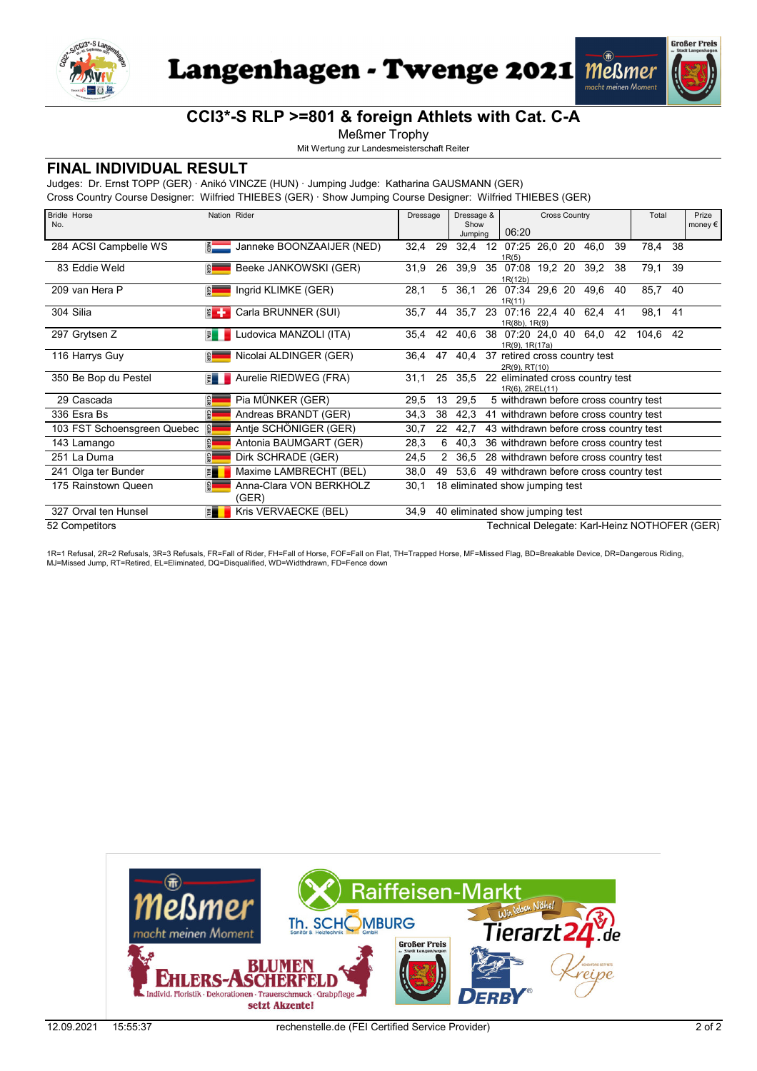# Langenhagen - Twenge 2021

## CCI3*-S RLP >=801 & foreign Athlets with Cat. C-A

Meßmer Trophy

Mit Wertung zur Landesmeisterschaft Reiter

## FINAL INDIVIDUAL RESULT

Judges: Dr. Ernst TOPP (GER) · Anikó VINCZE (HUN) · Jumping Judge: Katharina GAUSMANN (GER)
Cross Country Course Designer: Wilfried THIEBES (GER) · Show Jumping Course Designer: Wilfried THIEBES (GER)

| Bridle No. | Horse | Nation | Rider | Dressage | | Dressage & Show Jumping | | Cross Country 06:20 | | | | | Total | | Prize money € |
|---|---|---|---|---|---|---|---|---|---|---|---|---|---|---|---|
| 284 | ACSI Campbelle WS | NED | Janneke BOONZAAIJER (NED) | 32,4 | 29 | 32,4 | 12 | 07:25 1R(5) | 26,0 | 20 | 46,0 | 39 | 78,4 | 38 | |
| 83 | Eddie Weld | GER | Beeke JANKOWSKI (GER) | 31,9 | 26 | 39,9 | 35 | 07:08 1R(12b) | 19,2 | 20 | 39,2 | 38 | 79,1 | 39 | |
| 209 | van Hera P | GER | Ingrid KLIMKE (GER) | 28,1 | 5 | 36,1 | 26 | 07:34 1R(11) | 29,6 | 20 | 49,6 | 40 | 85,7 | 40 | |
| 304 | Silia | SUI | Carla BRUNNER (SUI) | 35,7 | 44 | 35,7 | 23 | 07:16 1R(8b), 1R(9) | 22,4 | 40 | 62,4 | 41 | 98,1 | 41 | |
| 297 | Grytsen Z | ITA | Ludovica MANZOLI (ITA) | 35,4 | 42 | 40,6 | 38 | 07:20 1R(9), 1R(17a) | 24,0 | 40 | 64,0 | 42 | 104,6 | 42 | |
| 116 | Harrys Guy | GER | Nicolai ALDINGER (GER) | 36,4 | 47 | 40,4 | 37 | retired cross country test 2R(9), RT(10) | | | | | | | |
| 350 | Be Bop du Pestel | FRA | Aurelie RIEDWEG (FRA) | 31,1 | 25 | 35,5 | 22 | eliminated cross country test 1R(6), 2REL(11) | | | | | | | |
| 29 | Cascada | GER | Pia MÜNKER (GER) | 29,5 | 13 | 29,5 | 5 | withdrawn before cross country test | | | | | | | |
| 336 | Esra Bs | GER | Andreas BRANDT (GER) | 34,3 | 38 | 42,3 | 41 | withdrawn before cross country test | | | | | | | |
| 103 | FST Schoensgreen Quebec | GER | Antje SCHÖNIGER (GER) | 30,7 | 22 | 42,7 | 43 | withdrawn before cross country test | | | | | | | |
| 143 | Lamango | GER | Antonia BAUMGART (GER) | 28,3 | 6 | 40,3 | 36 | withdrawn before cross country test | | | | | | | |
| 251 | La Duma | GER | Dirk SCHRADE (GER) | 24,5 | 2 | 36,5 | 28 | withdrawn before cross country test | | | | | | | |
| 241 | Olga ter Bunder | BEL | Maxime LAMBRECHT (BEL) | 38,0 | 49 | 53,6 | 49 | withdrawn before cross country test | | | | | | | |
| 175 | Rainstown Queen | GER | Anna-Clara VON BERKHOLZ (GER) | 30,1 | 18 | eliminated show jumping test | | | | | | | | | |
| 327 | Orval ten Hunsel | BEL | Kris VERVAECKE (BEL) | 34,9 | 40 | eliminated show jumping test | | | | | | | | | |

52 Competitors

Technical Delegate: Karl-Heinz NOTHOFER (GER)

1R=1 Refusal, 2R=2 Refusals, 3R=3 Refusals, FR=Fall of Rider, FH=Fall of Horse, FOF=Fall on Flat, TH=Trapped Horse, MF=Missed Flag, BD=Breakable Device, DR=Dangerous Riding, MJ=Missed Jump, RT=Retired, EL=Eliminated, DQ=Disqualified, WD=Widthdrawn, FD=Fence down

12.09.2021 15:55:37 rechenstelle.de (FEI Certified Service Provider)